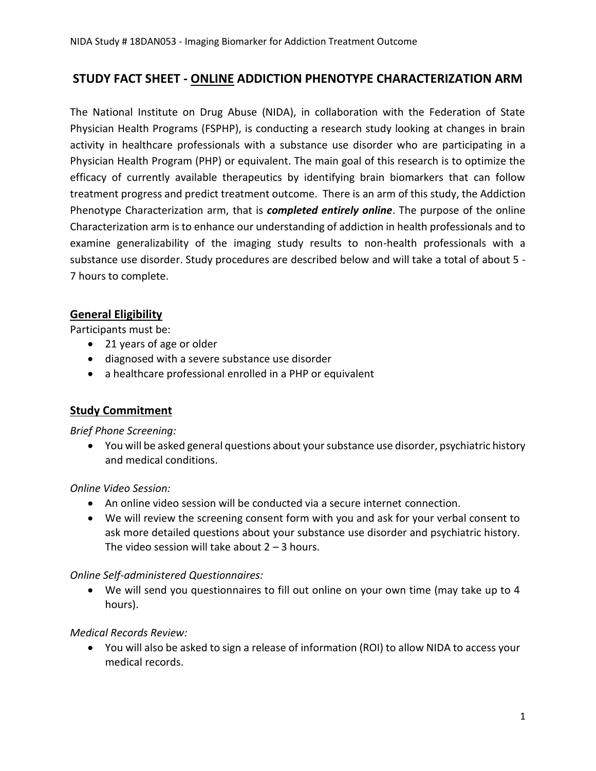# STUDY FACT SHEET - ONLINE ADDICTION PHENOTYPE CHARACTERIZATION ARM

The National Institute on Drug Abuse (NIDA), in collaboration with the Federation of State Physician Health Programs (FSPHP), is conducting a research study looking at changes in brain activity in healthcare professionals with a substance use disorder who are participating in a Physician Health Program (PHP) or equivalent. The main goal of this research is to optimize the efficacy of currently available therapeutics by identifying brain biomarkers that can follow treatment progress and predict treatment outcome. There is an arm of this study, the Addiction Phenotype Characterization arm, that is ***completed entirely online***. The purpose of the online Characterization arm is to enhance our understanding of addiction in health professionals and to examine generalizability of the imaging study results to non-health professionals with a substance use disorder. Study procedures are described below and will take a total of about 5 - 7 hours to complete.

## General Eligibility

Participants must be:

- 21 years of age or older
- diagnosed with a severe substance use disorder
- a healthcare professional enrolled in a PHP or equivalent

## Study Commitment

*Brief Phone Screening:*

- You will be asked general questions about your substance use disorder, psychiatric history and medical conditions.

*Online Video Session:*

- An online video session will be conducted via a secure internet connection.
- We will review the screening consent form with you and ask for your verbal consent to ask more detailed questions about your substance use disorder and psychiatric history. The video session will take about 2 – 3 hours.

*Online Self-administered Questionnaires:*

- We will send you questionnaires to fill out online on your own time (may take up to 4 hours).

*Medical Records Review:*

- You will also be asked to sign a release of information (ROI) to allow NIDA to access your medical records.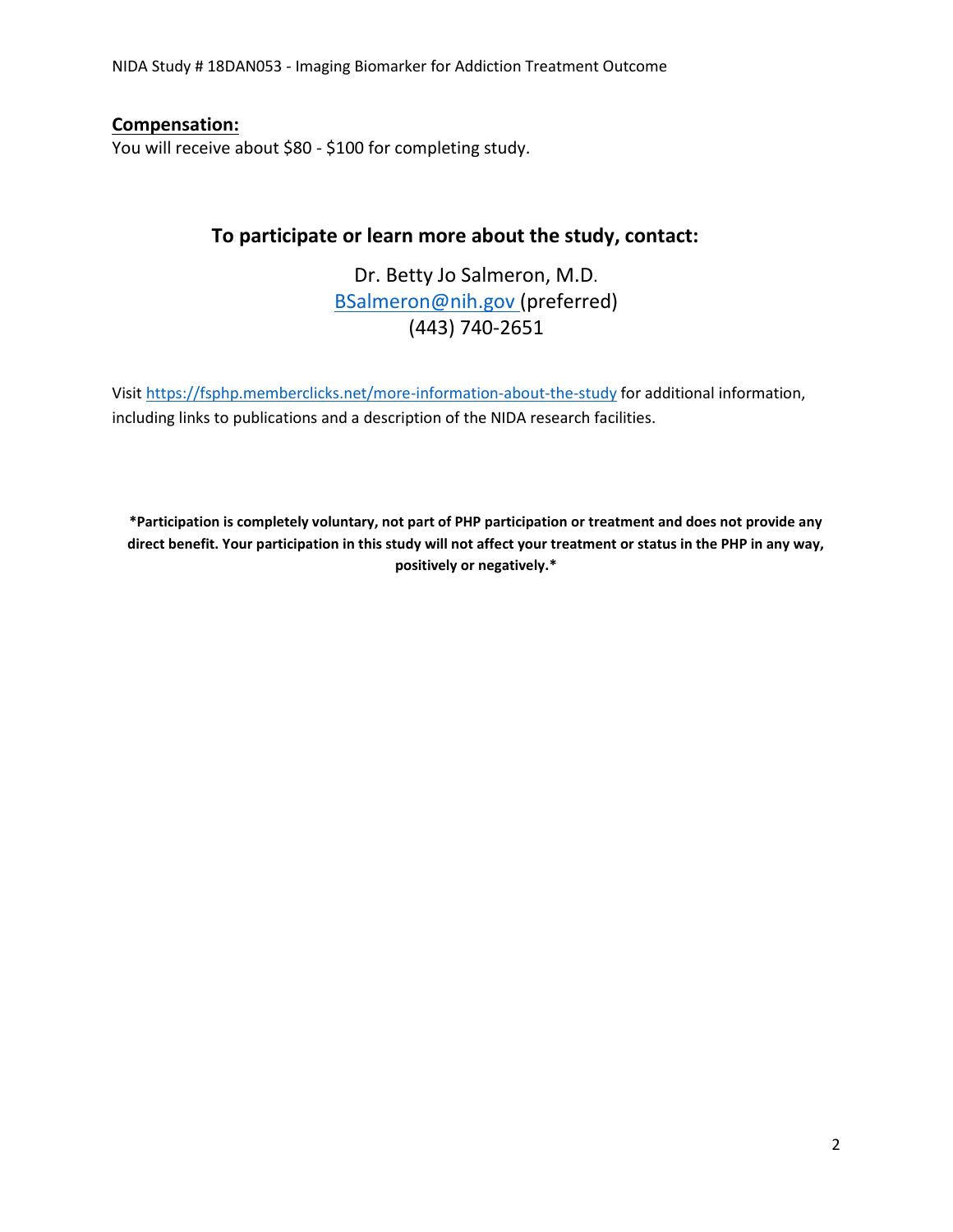## Compensation:

You will receive about $80 - $100 for completing study.

### To participate or learn more about the study, contact:

Dr. Betty Jo Salmeron, M.D.
BSalmeron@nih.gov (preferred)
(443) 740-2651

Visit https://fsphp.memberclicks.net/more-information-about-the-study for additional information, including links to publications and a description of the NIDA research facilities.

**\*Participation is completely voluntary, not part of PHP participation or treatment and does not provide any direct benefit. Your participation in this study will not affect your treatment or status in the PHP in any way, positively or negatively.\***